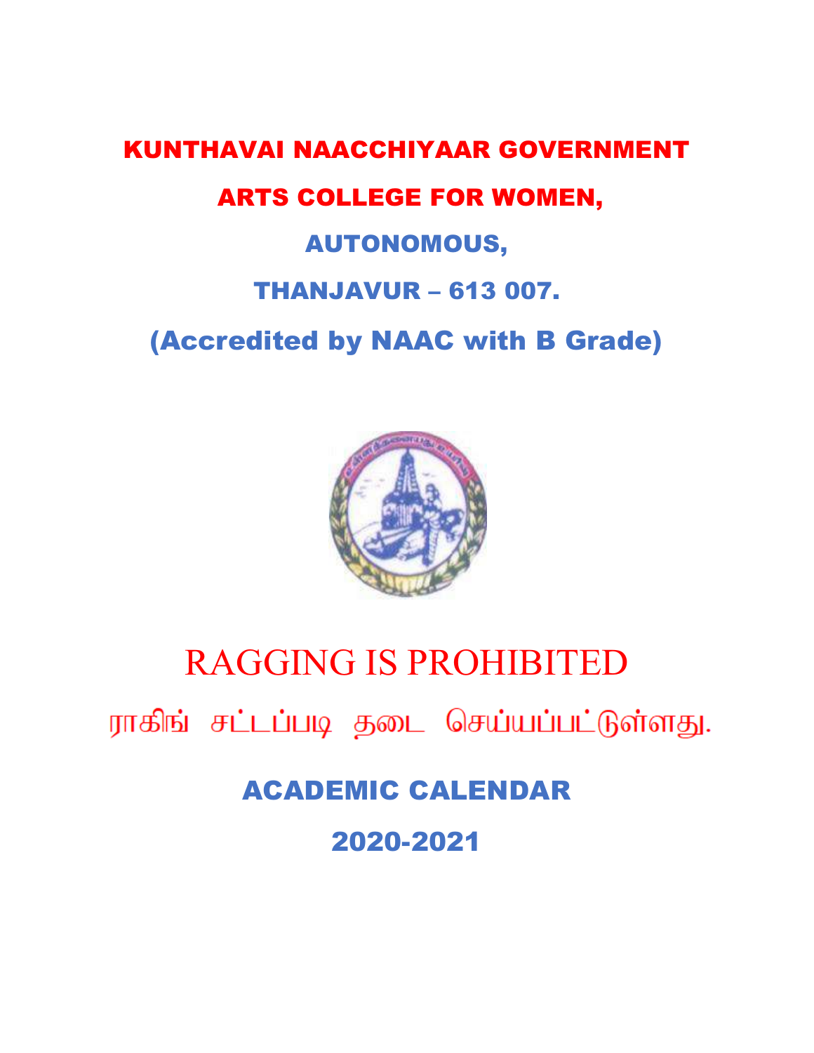# KUNTHAVAI NAACCHIYAAR GOVERNMENT ARTS COLLEGE FOR WOMEN,

## AUTONOMOUS,

## THANJAVUR – 613 007.

## (Accredited by NAAC with B Grade)

# RAGGING IS PROHIBITED

ராகிங் சட்டப்படி தடை செய்யப்பட்டுள்ளது.

## ACADEMIC CALENDAR

## 2020-2021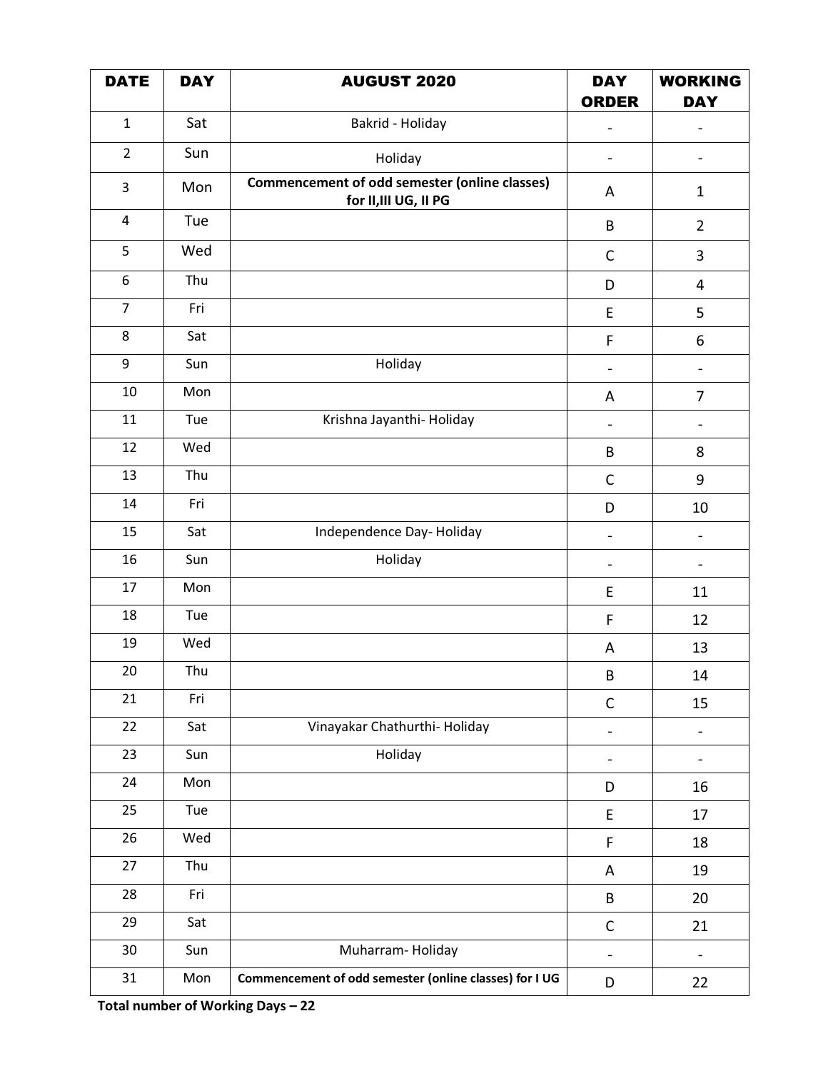| DATE | DAY | AUGUST 2020 | DAY ORDER | WORKING DAY |
|---|---|---|---|---|
| 1 | Sat | Bakrid - Holiday | - | - |
| 2 | Sun | Holiday | - | - |
| 3 | Mon | **Commencement of odd semester (online classes) for II,III UG, II PG** | A | 1 |
| 4 | Tue | | B | 2 |
| 5 | Wed | | C | 3 |
| 6 | Thu | | D | 4 |
| 7 | Fri | | E | 5 |
| 8 | Sat | | F | 6 |
| 9 | Sun | Holiday | - | - |
| 10 | Mon | | A | 7 |
| 11 | Tue | Krishna Jayanthi- Holiday | - | - |
| 12 | Wed | | B | 8 |
| 13 | Thu | | C | 9 |
| 14 | Fri | | D | 10 |
| 15 | Sat | Independence Day- Holiday | - | - |
| 16 | Sun | Holiday | - | - |
| 17 | Mon | | E | 11 |
| 18 | Tue | | F | 12 |
| 19 | Wed | | A | 13 |
| 20 | Thu | | B | 14 |
| 21 | Fri | | C | 15 |
| 22 | Sat | Vinayakar Chathurthi- Holiday | - | - |
| 23 | Sun | Holiday | - | - |
| 24 | Mon | | D | 16 |
| 25 | Tue | | E | 17 |
| 26 | Wed | | F | 18 |
| 27 | Thu | | A | 19 |
| 28 | Fri | | B | 20 |
| 29 | Sat | | C | 21 |
| 30 | Sun | Muharram- Holiday | - | - |
| 31 | Mon | **Commencement of odd semester (online classes) for I UG** | D | 22 |

**Total number of Working Days – 22**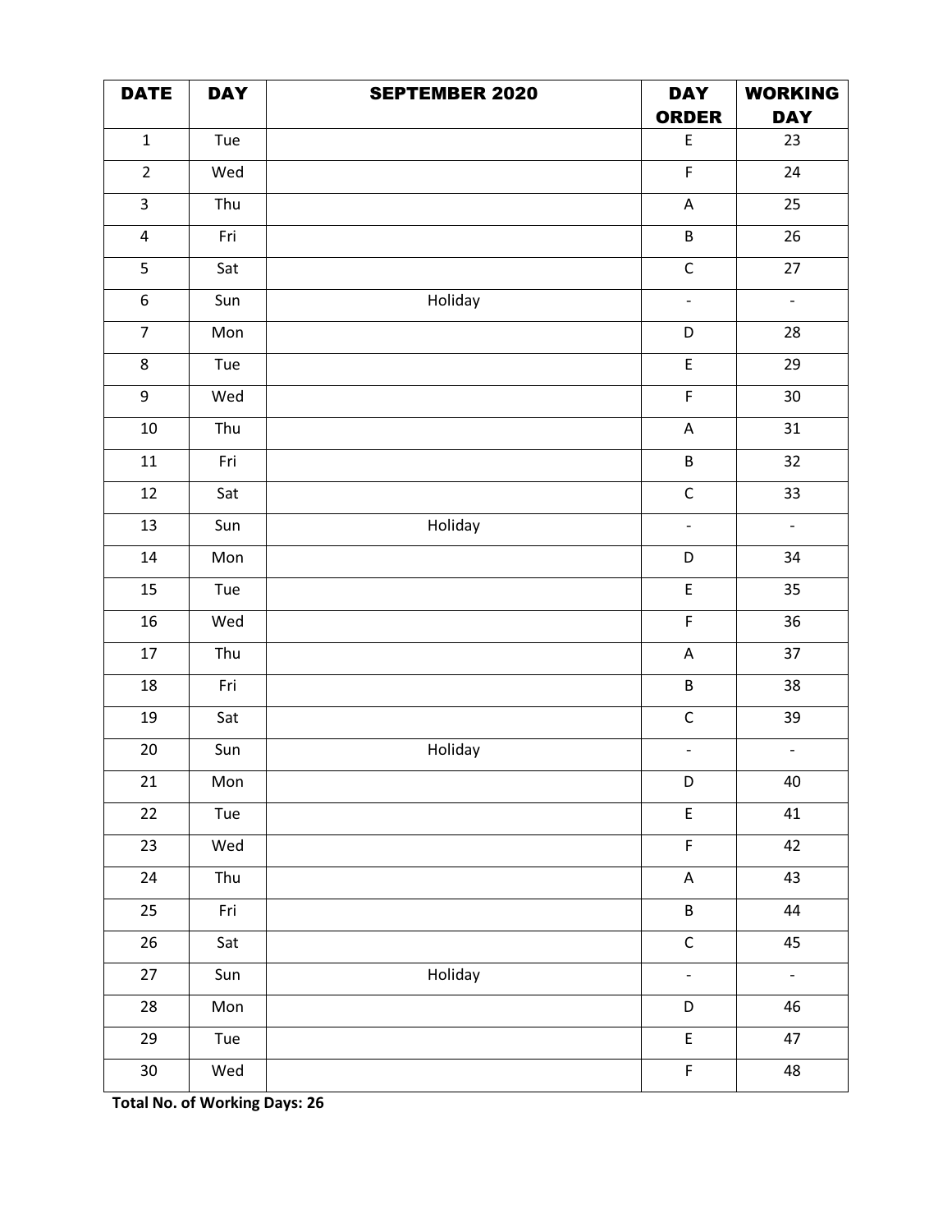| DATE | DAY | SEPTEMBER 2020 | DAY ORDER | WORKING DAY |
|---|---|---|---|---|
| 1 | Tue | | E | 23 |
| 2 | Wed | | F | 24 |
| 3 | Thu | | A | 25 |
| 4 | Fri | | B | 26 |
| 5 | Sat | | C | 27 |
| 6 | Sun | Holiday | - | - |
| 7 | Mon | | D | 28 |
| 8 | Tue | | E | 29 |
| 9 | Wed | | F | 30 |
| 10 | Thu | | A | 31 |
| 11 | Fri | | B | 32 |
| 12 | Sat | | C | 33 |
| 13 | Sun | Holiday | - | - |
| 14 | Mon | | D | 34 |
| 15 | Tue | | E | 35 |
| 16 | Wed | | F | 36 |
| 17 | Thu | | A | 37 |
| 18 | Fri | | B | 38 |
| 19 | Sat | | C | 39 |
| 20 | Sun | Holiday | - | - |
| 21 | Mon | | D | 40 |
| 22 | Tue | | E | 41 |
| 23 | Wed | | F | 42 |
| 24 | Thu | | A | 43 |
| 25 | Fri | | B | 44 |
| 26 | Sat | | C | 45 |
| 27 | Sun | Holiday | - | - |
| 28 | Mon | | D | 46 |
| 29 | Tue | | E | 47 |
| 30 | Wed | | F | 48 |

**Total No. of Working Days: 26**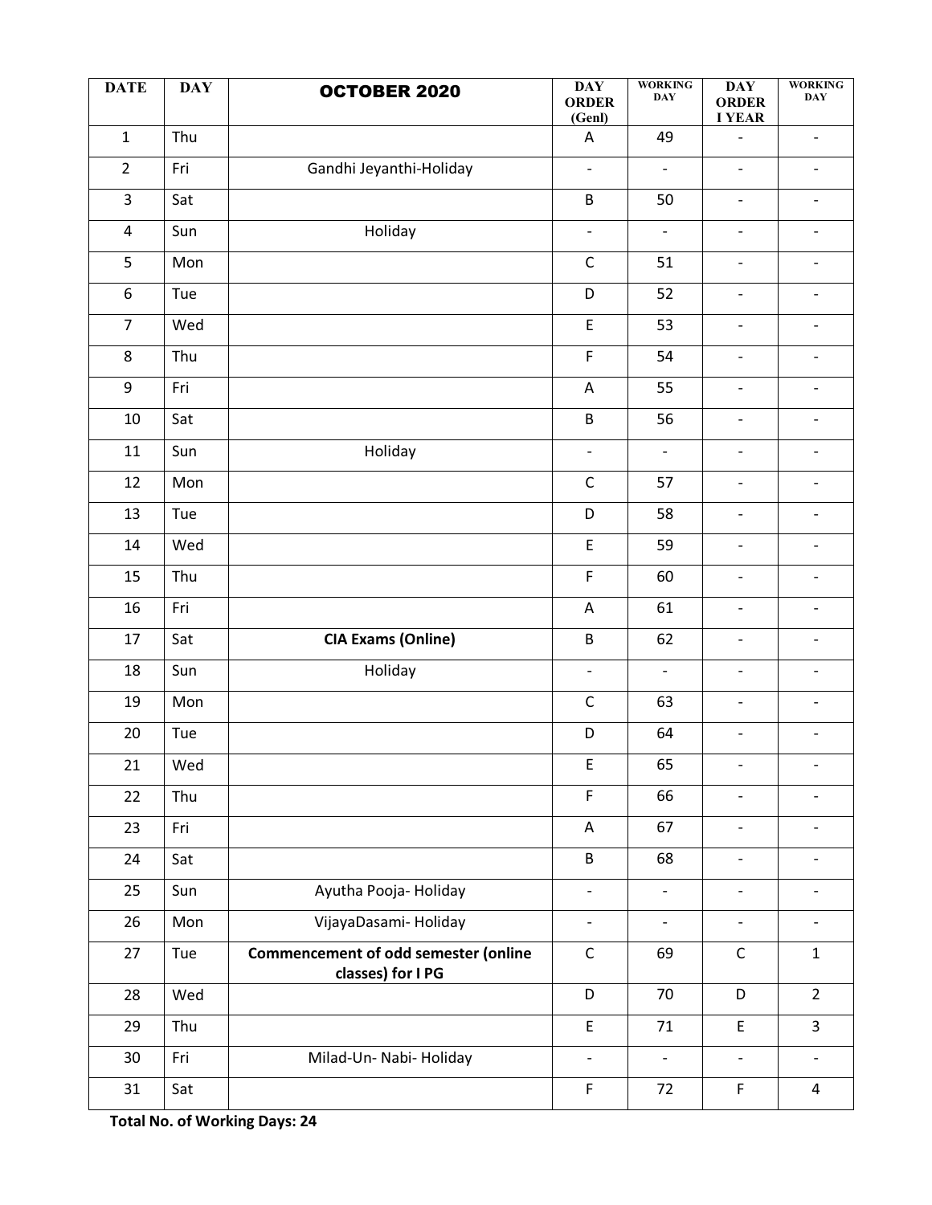| DATE | DAY | OCTOBER 2020 | DAY ORDER (Genl) | WORKING DAY | DAY ORDER I YEAR | WORKING DAY |
|---|---|---|---|---|---|---|
| 1 | Thu | | A | 49 | - | - |
| 2 | Fri | Gandhi Jeyanthi-Holiday | - | - | - | - |
| 3 | Sat | | B | 50 | - | - |
| 4 | Sun | Holiday | - | - | - | - |
| 5 | Mon | | C | 51 | - | - |
| 6 | Tue | | D | 52 | - | - |
| 7 | Wed | | E | 53 | - | - |
| 8 | Thu | | F | 54 | - | - |
| 9 | Fri | | A | 55 | - | - |
| 10 | Sat | | B | 56 | - | - |
| 11 | Sun | Holiday | - | - | - | - |
| 12 | Mon | | C | 57 | - | - |
| 13 | Tue | | D | 58 | - | - |
| 14 | Wed | | E | 59 | - | - |
| 15 | Thu | | F | 60 | - | - |
| 16 | Fri | | A | 61 | - | - |
| 17 | Sat | **CIA Exams (Online)** | B | 62 | - | - |
| 18 | Sun | Holiday | - | - | - | - |
| 19 | Mon | | C | 63 | - | - |
| 20 | Tue | | D | 64 | - | - |
| 21 | Wed | | E | 65 | - | - |
| 22 | Thu | | F | 66 | - | - |
| 23 | Fri | | A | 67 | - | - |
| 24 | Sat | | B | 68 | - | - |
| 25 | Sun | Ayutha Pooja- Holiday | - | - | - | - |
| 26 | Mon | VijayaDasami- Holiday | - | - | - | - |
| 27 | Tue | **Commencement of odd semester (online classes) for I PG** | C | 69 | C | 1 |
| 28 | Wed | | D | 70 | D | 2 |
| 29 | Thu | | E | 71 | E | 3 |
| 30 | Fri | Milad-Un- Nabi- Holiday | - | - | - | - |
| 31 | Sat | | F | 72 | F | 4 |

**Total No. of Working Days: 24**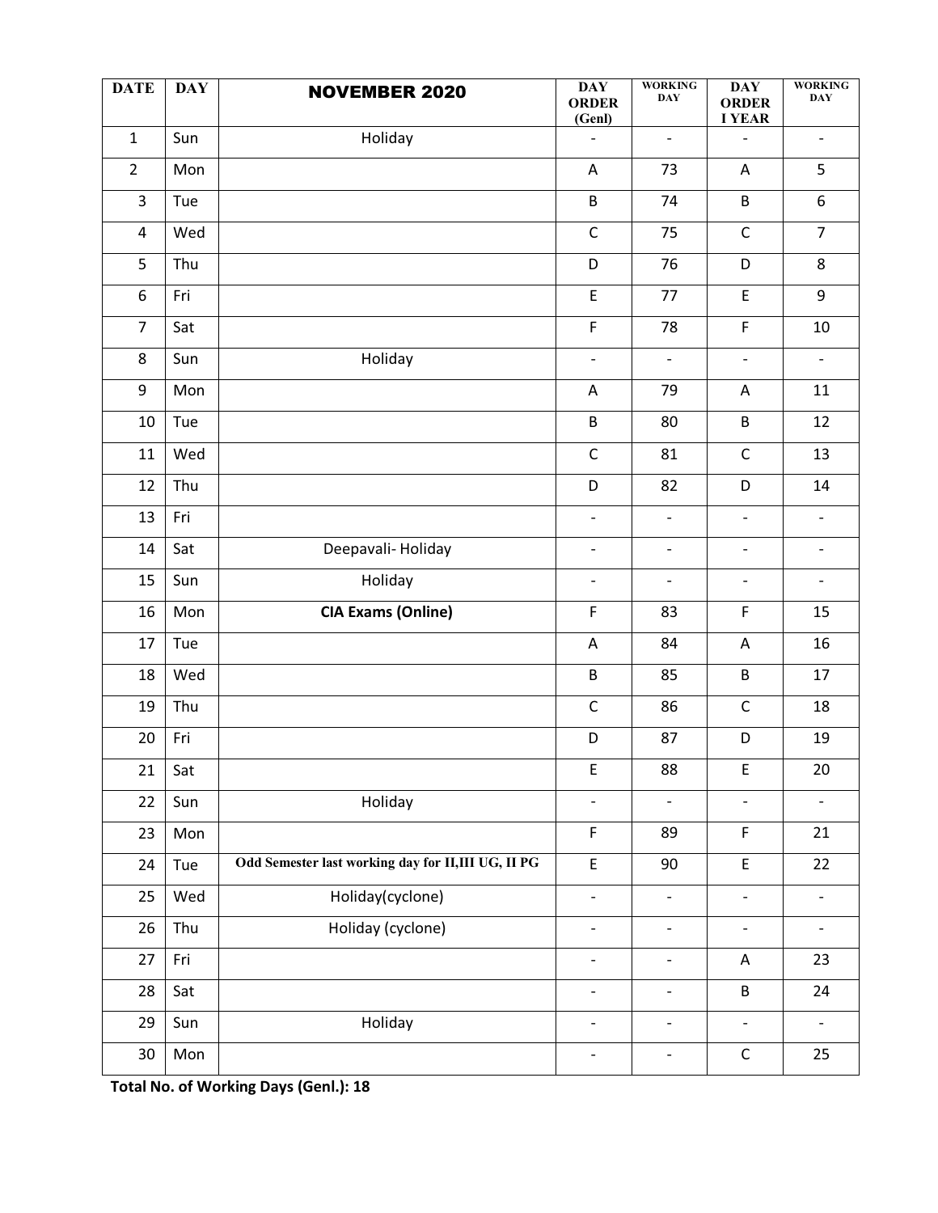| DATE | DAY | NOVEMBER 2020 | DAY ORDER (Genl) | WORKING DAY | DAY ORDER I YEAR | WORKING DAY |
|---|---|---|---|---|---|---|
| 1 | Sun | Holiday | - | - | - | - |
| 2 | Mon | | A | 73 | A | 5 |
| 3 | Tue | | B | 74 | B | 6 |
| 4 | Wed | | C | 75 | C | 7 |
| 5 | Thu | | D | 76 | D | 8 |
| 6 | Fri | | E | 77 | E | 9 |
| 7 | Sat | | F | 78 | F | 10 |
| 8 | Sun | Holiday | - | - | - | - |
| 9 | Mon | | A | 79 | A | 11 |
| 10 | Tue | | B | 80 | B | 12 |
| 11 | Wed | | C | 81 | C | 13 |
| 12 | Thu | | D | 82 | D | 14 |
| 13 | Fri | | - | - | - | - |
| 14 | Sat | Deepavali- Holiday | - | - | - | - |
| 15 | Sun | Holiday | - | - | - | - |
| 16 | Mon | **CIA Exams (Online)** | F | 83 | F | 15 |
| 17 | Tue | | A | 84 | A | 16 |
| 18 | Wed | | B | 85 | B | 17 |
| 19 | Thu | | C | 86 | C | 18 |
| 20 | Fri | | D | 87 | D | 19 |
| 21 | Sat | | E | 88 | E | 20 |
| 22 | Sun | Holiday | - | - | - | - |
| 23 | Mon | | F | 89 | F | 21 |
| 24 | Tue | **Odd Semester last working day for II,III UG, II PG** | E | 90 | E | 22 |
| 25 | Wed | Holiday(cyclone) | - | - | - | - |
| 26 | Thu | Holiday (cyclone) | - | - | - | - |
| 27 | Fri | | - | - | A | 23 |
| 28 | Sat | | - | - | B | 24 |
| 29 | Sun | Holiday | - | - | - | - |
| 30 | Mon | | - | - | C | 25 |

**Total No. of Working Days (Genl.): 18**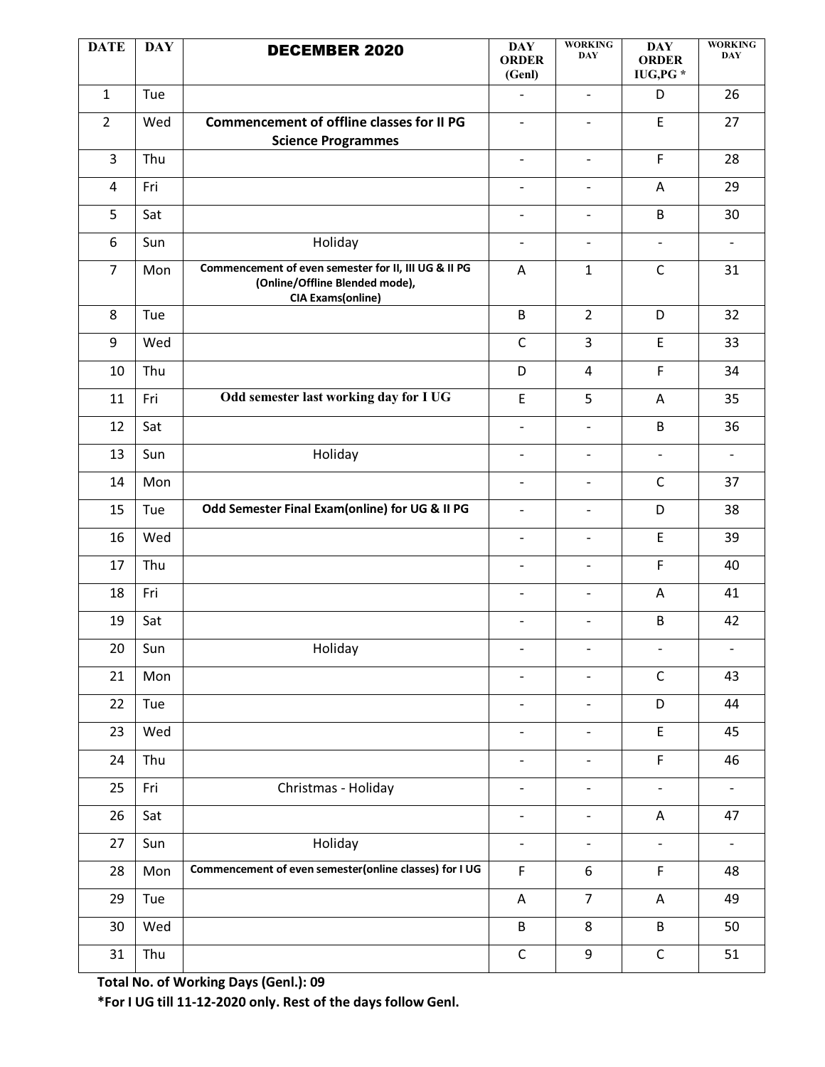| DATE | DAY | DECEMBER 2020 | DAY ORDER (Genl) | WORKING DAY | DAY ORDER IUG,PG * | WORKING DAY |
|---|---|---|---|---|---|---|
| 1 | Tue | | - | - | D | 26 |
| 2 | Wed | **Commencement of offline classes for II PG Science Programmes** | - | - | E | 27 |
| 3 | Thu | | - | - | F | 28 |
| 4 | Fri | | - | - | A | 29 |
| 5 | Sat | | - | - | B | 30 |
| 6 | Sun | Holiday | - | - | - | - |
| 7 | Mon | **Commencement of even semester for II, III UG & II PG (Online/Offline Blended mode), CIA Exams(online)** | A | 1 | C | 31 |
| 8 | Tue | | B | 2 | D | 32 |
| 9 | Wed | | C | 3 | E | 33 |
| 10 | Thu | | D | 4 | F | 34 |
| 11 | Fri | **Odd semester last working day for I UG** | E | 5 | A | 35 |
| 12 | Sat | | - | - | B | 36 |
| 13 | Sun | Holiday | - | - | - | - |
| 14 | Mon | | - | - | C | 37 |
| 15 | Tue | **Odd Semester Final Exam(online) for UG & II PG** | - | - | D | 38 |
| 16 | Wed | | - | - | E | 39 |
| 17 | Thu | | - | - | F | 40 |
| 18 | Fri | | - | - | A | 41 |
| 19 | Sat | | - | - | B | 42 |
| 20 | Sun | Holiday | - | - | - | - |
| 21 | Mon | | - | - | C | 43 |
| 22 | Tue | | - | - | D | 44 |
| 23 | Wed | | - | - | E | 45 |
| 24 | Thu | | - | - | F | 46 |
| 25 | Fri | Christmas - Holiday | - | - | - | - |
| 26 | Sat | | - | - | A | 47 |
| 27 | Sun | Holiday | - | - | - | - |
| 28 | Mon | **Commencement of even semester(online classes) for I UG** | F | 6 | F | 48 |
| 29 | Tue | | A | 7 | A | 49 |
| 30 | Wed | | B | 8 | B | 50 |
| 31 | Thu | | C | 9 | C | 51 |

**Total No. of Working Days (Genl.): 09**

***For I UG till 11-12-2020 only. Rest of the days follow Genl.**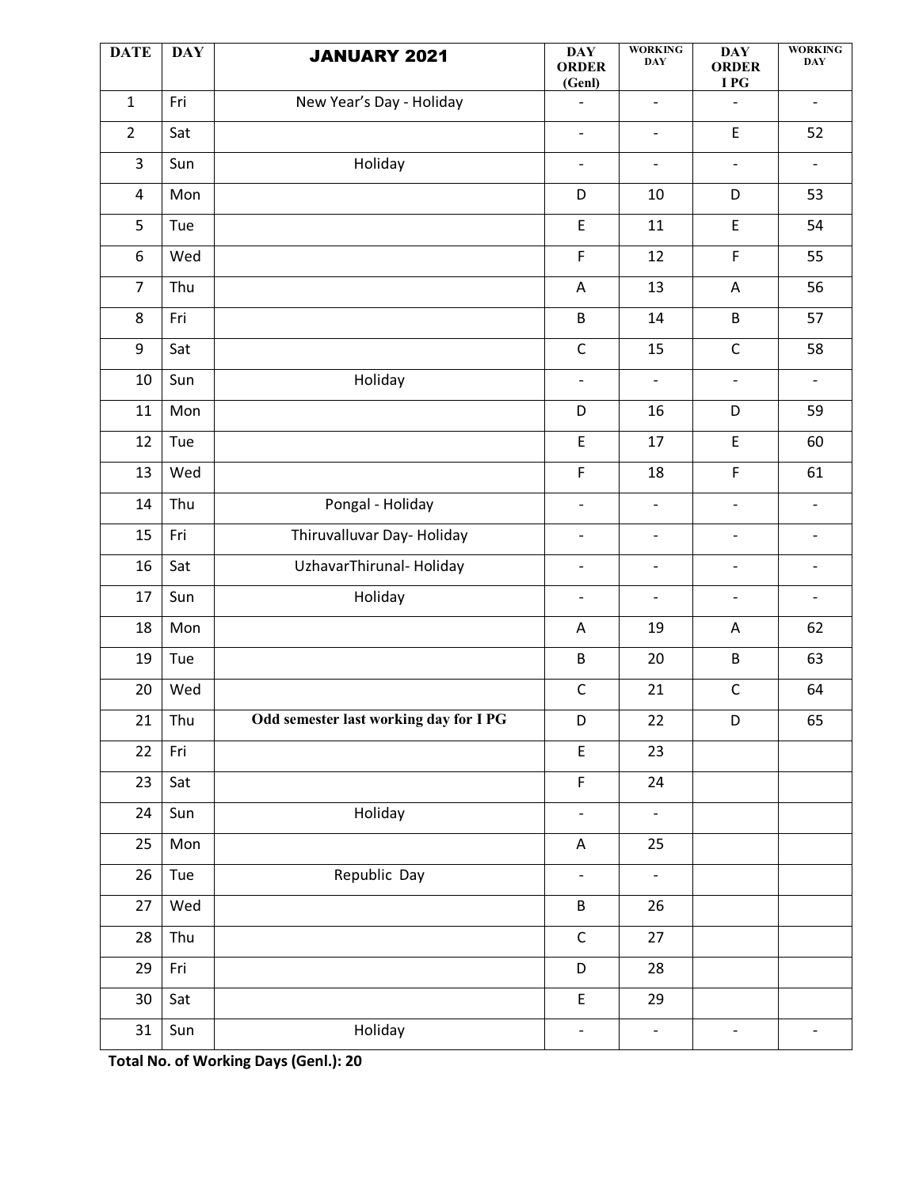| DATE | DAY | JANUARY 2021 | DAY ORDER (Genl) | WORKING DAY | DAY ORDER I PG | WORKING DAY |
|---|---|---|---|---|---|---|
| 1 | Fri | New Year's Day - Holiday | - | - | - | - |
| 2 | Sat | | - | - | E | 52 |
| 3 | Sun | Holiday | - | - | - | - |
| 4 | Mon | | D | 10 | D | 53 |
| 5 | Tue | | E | 11 | E | 54 |
| 6 | Wed | | F | 12 | F | 55 |
| 7 | Thu | | A | 13 | A | 56 |
| 8 | Fri | | B | 14 | B | 57 |
| 9 | Sat | | C | 15 | C | 58 |
| 10 | Sun | Holiday | - | - | - | - |
| 11 | Mon | | D | 16 | D | 59 |
| 12 | Tue | | E | 17 | E | 60 |
| 13 | Wed | | F | 18 | F | 61 |
| 14 | Thu | Pongal - Holiday | - | - | - | - |
| 15 | Fri | Thiruvalluvar Day- Holiday | - | - | - | - |
| 16 | Sat | UzhavarThirunal- Holiday | - | - | - | - |
| 17 | Sun | Holiday | - | - | - | - |
| 18 | Mon | | A | 19 | A | 62 |
| 19 | Tue | | B | 20 | B | 63 |
| 20 | Wed | | C | 21 | C | 64 |
| 21 | Thu | **Odd semester last working day for I PG** | D | 22 | D | 65 |
| 22 | Fri | | E | 23 | | |
| 23 | Sat | | F | 24 | | |
| 24 | Sun | Holiday | - | - | | |
| 25 | Mon | | A | 25 | | |
| 26 | Tue | Republic Day | - | - | | |
| 27 | Wed | | B | 26 | | |
| 28 | Thu | | C | 27 | | |
| 29 | Fri | | D | 28 | | |
| 30 | Sat | | E | 29 | | |
| 31 | Sun | Holiday | - | - | - | - |

**Total No. of Working Days (Genl.): 20**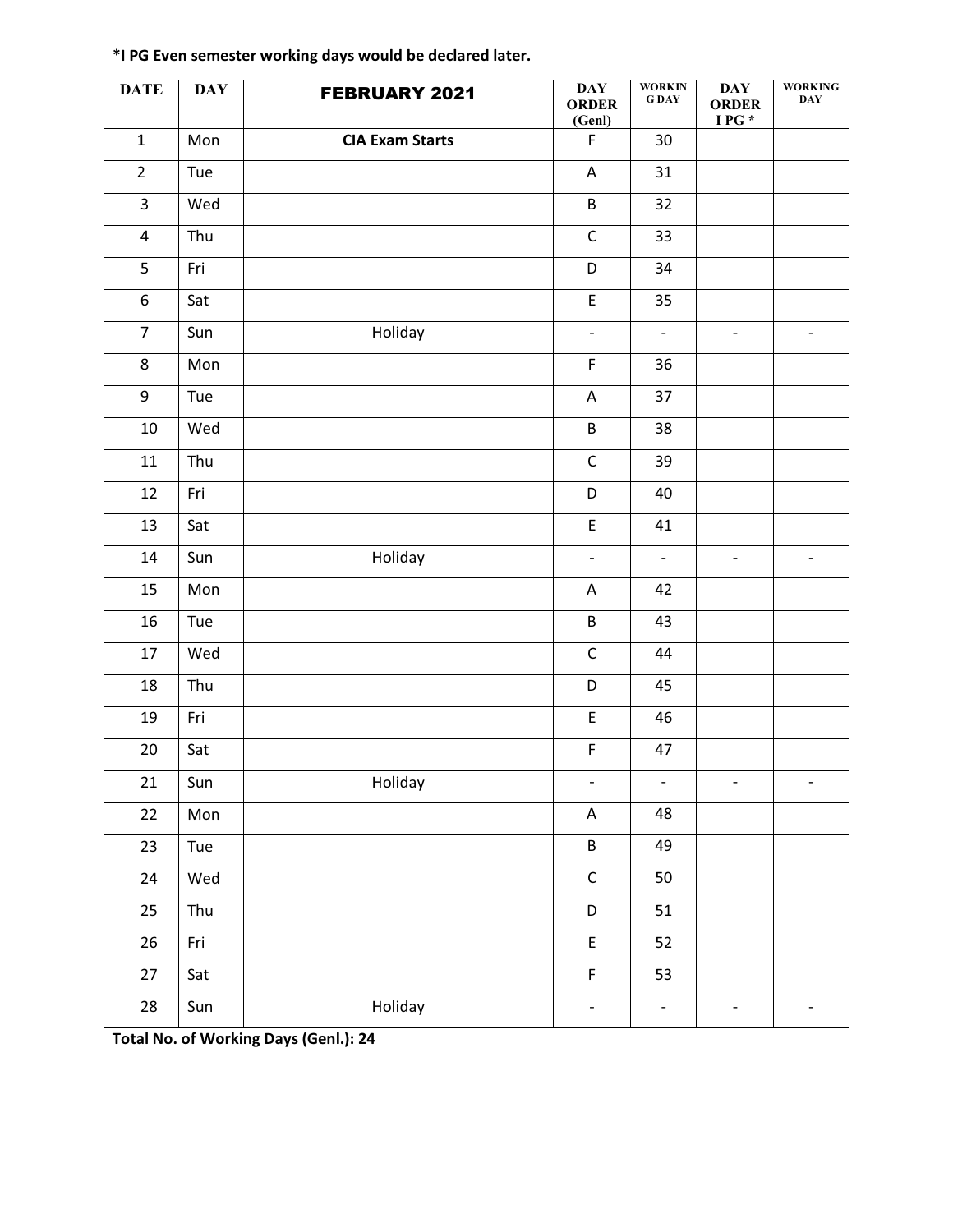**\*I PG Even semester working days would be declared later.**

| DATE | DAY | FEBRUARY 2021 | DAY ORDER (Genl) | WORKING DAY | DAY ORDER I PG * | WORKING DAY |
|---|---|---|---|---|---|---|
| 1 | Mon | **CIA Exam Starts** | F | 30 | | |
| 2 | Tue | | A | 31 | | |
| 3 | Wed | | B | 32 | | |
| 4 | Thu | | C | 33 | | |
| 5 | Fri | | D | 34 | | |
| 6 | Sat | | E | 35 | | |
| 7 | Sun | Holiday | - | - | - | - |
| 8 | Mon | | F | 36 | | |
| 9 | Tue | | A | 37 | | |
| 10 | Wed | | B | 38 | | |
| 11 | Thu | | C | 39 | | |
| 12 | Fri | | D | 40 | | |
| 13 | Sat | | E | 41 | | |
| 14 | Sun | Holiday | - | - | - | - |
| 15 | Mon | | A | 42 | | |
| 16 | Tue | | B | 43 | | |
| 17 | Wed | | C | 44 | | |
| 18 | Thu | | D | 45 | | |
| 19 | Fri | | E | 46 | | |
| 20 | Sat | | F | 47 | | |
| 21 | Sun | Holiday | - | - | - | - |
| 22 | Mon | | A | 48 | | |
| 23 | Tue | | B | 49 | | |
| 24 | Wed | | C | 50 | | |
| 25 | Thu | | D | 51 | | |
| 26 | Fri | | E | 52 | | |
| 27 | Sat | | F | 53 | | |
| 28 | Sun | Holiday | - | - | - | - |

**Total No. of Working Days (Genl.): 24**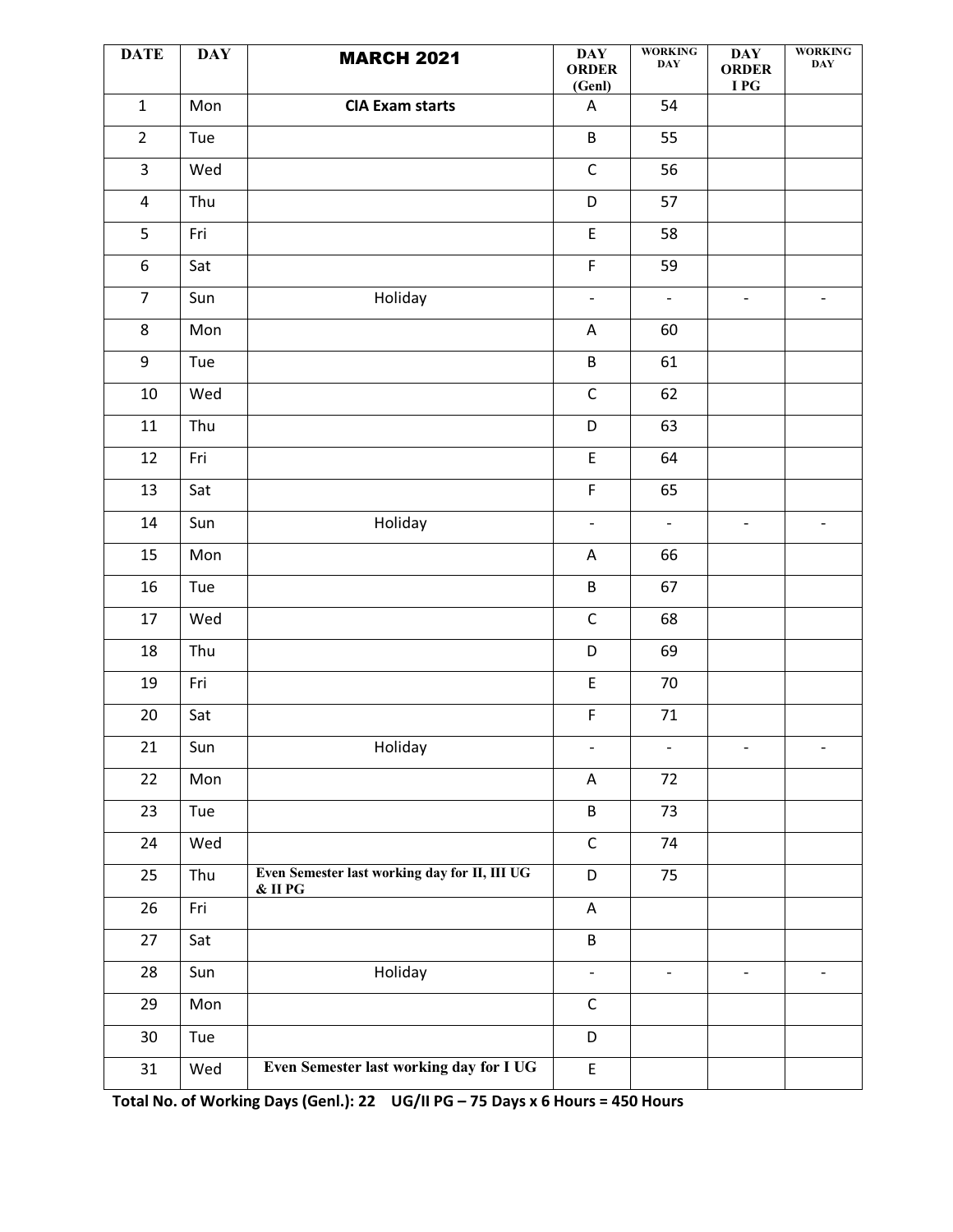| DATE | DAY | MARCH 2021 | DAY ORDER (Genl) | WORKING DAY | DAY ORDER I PG | WORKING DAY |
|---|---|---|---|---|---|---|
| 1 | Mon | **CIA Exam starts** | A | 54 | | |
| 2 | Tue | | B | 55 | | |
| 3 | Wed | | C | 56 | | |
| 4 | Thu | | D | 57 | | |
| 5 | Fri | | E | 58 | | |
| 6 | Sat | | F | 59 | | |
| 7 | Sun | Holiday | - | - | - | - |
| 8 | Mon | | A | 60 | | |
| 9 | Tue | | B | 61 | | |
| 10 | Wed | | C | 62 | | |
| 11 | Thu | | D | 63 | | |
| 12 | Fri | | E | 64 | | |
| 13 | Sat | | F | 65 | | |
| 14 | Sun | Holiday | - | - | - | - |
| 15 | Mon | | A | 66 | | |
| 16 | Tue | | B | 67 | | |
| 17 | Wed | | C | 68 | | |
| 18 | Thu | | D | 69 | | |
| 19 | Fri | | E | 70 | | |
| 20 | Sat | | F | 71 | | |
| 21 | Sun | Holiday | - | - | - | - |
| 22 | Mon | | A | 72 | | |
| 23 | Tue | | B | 73 | | |
| 24 | Wed | | C | 74 | | |
| 25 | Thu | **Even Semester last working day for II, III UG & II PG** | D | 75 | | |
| 26 | Fri | | A | | | |
| 27 | Sat | | B | | | |
| 28 | Sun | Holiday | - | - | - | - |
| 29 | Mon | | C | | | |
| 30 | Tue | | D | | | |
| 31 | Wed | **Even Semester last working day for I UG** | E | | | |

**Total No. of Working Days (Genl.): 22 UG/II PG – 75 Days x 6 Hours = 450 Hours**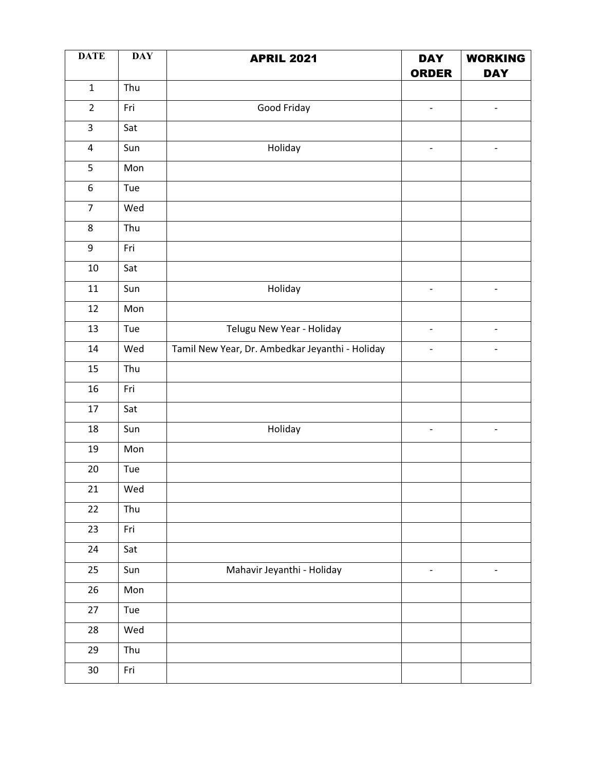| DATE | DAY | APRIL 2021 | DAY ORDER | WORKING DAY |
|---|---|---|---|---|
| 1 | Thu | | | |
| 2 | Fri | Good Friday | - | - |
| 3 | Sat | | | |
| 4 | Sun | Holiday | - | - |
| 5 | Mon | | | |
| 6 | Tue | | | |
| 7 | Wed | | | |
| 8 | Thu | | | |
| 9 | Fri | | | |
| 10 | Sat | | | |
| 11 | Sun | Holiday | - | - |
| 12 | Mon | | | |
| 13 | Tue | Telugu New Year - Holiday | - | - |
| 14 | Wed | Tamil New Year, Dr. Ambedkar Jeyanthi - Holiday | - | - |
| 15 | Thu | | | |
| 16 | Fri | | | |
| 17 | Sat | | | |
| 18 | Sun | Holiday | - | - |
| 19 | Mon | | | |
| 20 | Tue | | | |
| 21 | Wed | | | |
| 22 | Thu | | | |
| 23 | Fri | | | |
| 24 | Sat | | | |
| 25 | Sun | Mahavir Jeyanthi - Holiday | - | - |
| 26 | Mon | | | |
| 27 | Tue | | | |
| 28 | Wed | | | |
| 29 | Thu | | | |
| 30 | Fri | | | |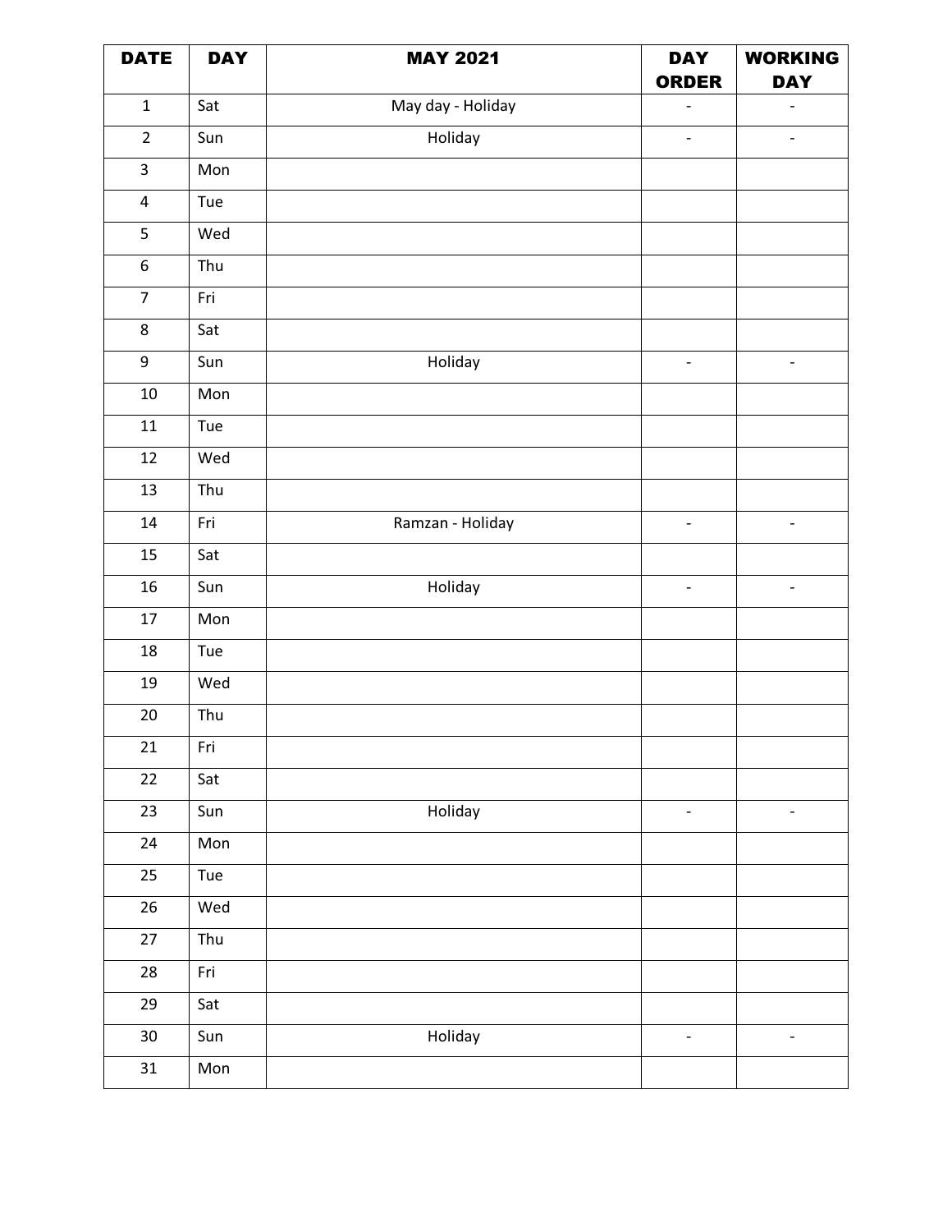| DATE | DAY | MAY 2021 | DAY ORDER | WORKING DAY |
|---|---|---|---|---|
| 1 | Sat | May day - Holiday | - | - |
| 2 | Sun | Holiday | - | - |
| 3 | Mon | | | |
| 4 | Tue | | | |
| 5 | Wed | | | |
| 6 | Thu | | | |
| 7 | Fri | | | |
| 8 | Sat | | | |
| 9 | Sun | Holiday | - | - |
| 10 | Mon | | | |
| 11 | Tue | | | |
| 12 | Wed | | | |
| 13 | Thu | | | |
| 14 | Fri | Ramzan - Holiday | - | - |
| 15 | Sat | | | |
| 16 | Sun | Holiday | - | - |
| 17 | Mon | | | |
| 18 | Tue | | | |
| 19 | Wed | | | |
| 20 | Thu | | | |
| 21 | Fri | | | |
| 22 | Sat | | | |
| 23 | Sun | Holiday | - | - |
| 24 | Mon | | | |
| 25 | Tue | | | |
| 26 | Wed | | | |
| 27 | Thu | | | |
| 28 | Fri | | | |
| 29 | Sat | | | |
| 30 | Sun | Holiday | - | - |
| 31 | Mon | | | |